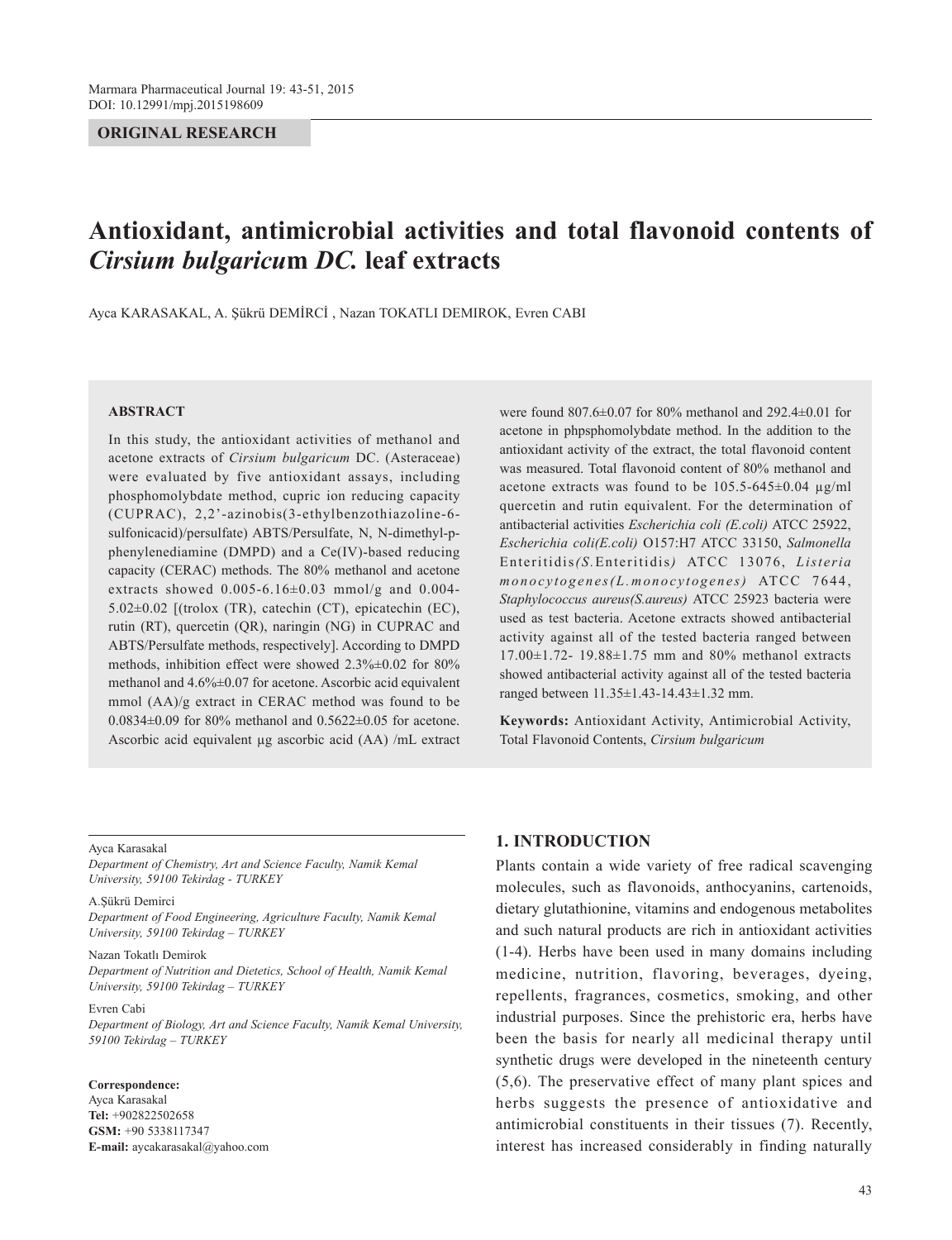ORIGINAL RESEARCH

# Antioxidant, antimicrobial activities and total flavonoid contents of *Cirsium bulgaricu*m *DC.* leaf extracts

Ayca KARASAKAL, A. Şükrü DEMİRCİ , Nazan TOKATLI DEMIROK, Evren CABI

### ABSTRACT

In this study, the antioxidant activities of methanol and acetone extracts of *Cirsium bulgaricum* DC. (Asteraceae) were evaluated by five antioxidant assays, including phosphomolybdate method, cupric ion reducing capacity (CUPRAC), 2,2'-azinobis(3-ethylbenzothiazoline-6-sulfonicacid)/persulfate) ABTS/Persulfate, N, N-dimethyl-p-phenylenediamine (DMPD) and a Ce(IV)-based reducing capacity (CERAC) methods. The 80% methanol and acetone extracts showed 0.005-6.16±0.03 mmol/g and 0.004-5.02±0.02 [(trolox (TR), catechin (CT), epicatechin (EC), rutin (RT), quercetin (QR), naringin (NG) in CUPRAC and ABTS/Persulfate methods, respectively]. According to DMPD methods, inhibition effect were showed 2.3%±0.02 for 80% methanol and 4.6%±0.07 for acetone. Ascorbic acid equivalent mmol (AA)/g extract in CERAC method was found to be 0.0834±0.09 for 80% methanol and 0.5622±0.05 for acetone. Ascorbic acid equivalent µg ascorbic acid (AA) /mL extract were found 807.6±0.07 for 80% methanol and 292.4±0.01 for acetone in phpsphomolybdate method. In the addition to the antioxidant activity of the extract, the total flavonoid content was measured. Total flavonoid content of 80% methanol and acetone extracts was found to be 105.5-645±0.04 µg/ml quercetin and rutin equivalent. For the determination of antibacterial activities *Escherichia coli (E.coli)* ATCC 25922, *Escherichia coli(E.coli)* O157:H7 ATCC 33150, *Salmonella* Enteritidis*(S.*Enteritidis*)* ATCC 13076, *Listeria monocytogenes(L.monocytogenes)* ATCC 7644, *Staphylococcus aureus(S.aureus)* ATCC 25923 bacteria were used as test bacteria. Acetone extracts showed antibacterial activity against all of the tested bacteria ranged between 17.00±1.72- 19.88±1.75 mm and 80% methanol extracts showed antibacterial activity against all of the tested bacteria ranged between 11.35±1.43-14.43±1.32 mm.

**Keywords:** Antioxidant Activity, Antimicrobial Activity, Total Flavonoid Contents, *Cirsium bulgaricum*

Ayca Karasakal
*Department of Chemistry, Art and Science Faculty, Namik Kemal University, 59100 Tekirdag - TURKEY*

A.Şükrü Demirci
*Department of Food Engineering, Agriculture Faculty, Namik Kemal University, 59100 Tekirdag – TURKEY*

Nazan Tokatlı Demirok
*Department of Nutrition and Dietetics, School of Health, Namik Kemal University, 59100 Tekirdag – TURKEY*

Evren Cabi
*Department of Biology, Art and Science Faculty, Namik Kemal University, 59100 Tekirdag – TURKEY*

**Correspondence:**
Ayca Karasakal
**Tel:** +902822502658
**GSM:** +90 5338117347
**E-mail:** aycakarasakal@yahoo.com

## 1. INTRODUCTION

Plants contain a wide variety of free radical scavenging molecules, such as flavonoids, anthocyanins, cartenoids, dietary glutathionine, vitamins and endogenous metabolites and such natural products are rich in antioxidant activities (1-4). Herbs have been used in many domains including medicine, nutrition, flavoring, beverages, dyeing, repellents, fragrances, cosmetics, smoking, and other industrial purposes. Since the prehistoric era, herbs have been the basis for nearly all medicinal therapy until synthetic drugs were developed in the nineteenth century (5,6). The preservative effect of many plant spices and herbs suggests the presence of antioxidative and antimicrobial constituents in their tissues (7). Recently, interest has increased considerably in finding naturally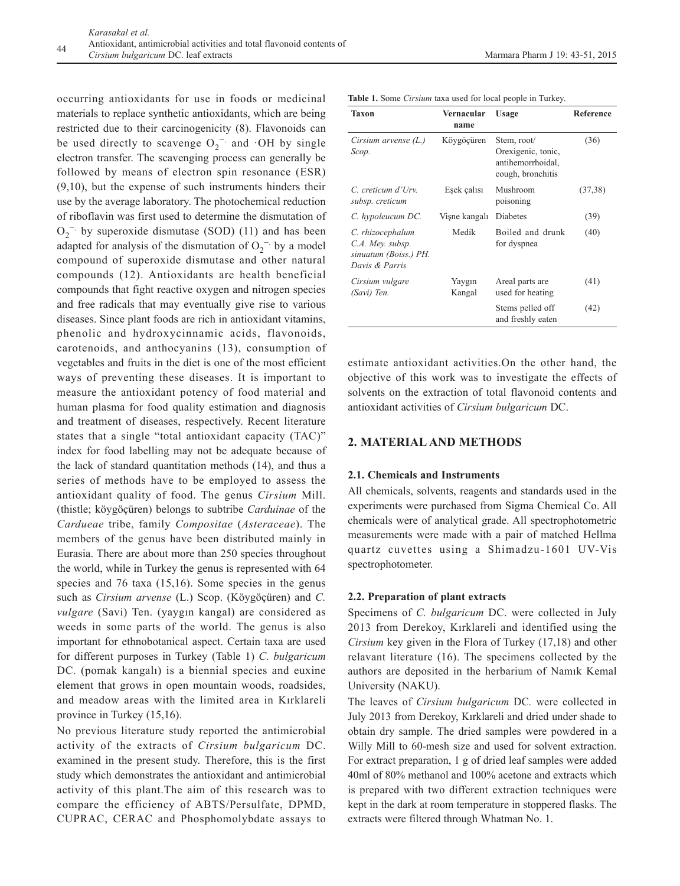occurring antioxidants for use in foods or medicinal materials to replace synthetic antioxidants, which are being restricted due to their carcinogenicity (8). Flavonoids can be used directly to scavenge $O_2^{-\cdot}$ and ·OH by single electron transfer. The scavenging process can generally be followed by means of electron spin resonance (ESR) (9,10), but the expense of such instruments hinders their use by the average laboratory. The photochemical reduction of riboflavin was first used to determine the dismutation of $O_2^{-\cdot}$ by superoxide dismutase (SOD) (11) and has been adapted for analysis of the dismutation of $O_2^{-\cdot}$ by a model compound of superoxide dismutase and other natural compounds (12). Antioxidants are health beneficial compounds that fight reactive oxygen and nitrogen species and free radicals that may eventually give rise to various diseases. Since plant foods are rich in antioxidant vitamins, phenolic and hydroxycinnamic acids, flavonoids, carotenoids, and anthocyanins (13), consumption of vegetables and fruits in the diet is one of the most efficient ways of preventing these diseases. It is important to measure the antioxidant potency of food material and human plasma for food quality estimation and diagnosis and treatment of diseases, respectively. Recent literature states that a single "total antioxidant capacity (TAC)" index for food labelling may not be adequate because of the lack of standard quantitation methods (14), and thus a series of methods have to be employed to assess the antioxidant quality of food. The genus *Cirsium* Mill. (thistle; köygöçüren) belongs to subtribe *Carduinae* of the *Cardueae* tribe, family *Compositae* (*Asteraceae*). The members of the genus have been distributed mainly in Eurasia. There are about more than 250 species throughout the world, while in Turkey the genus is represented with 64 species and 76 taxa (15,16). Some species in the genus such as *Cirsium arvense* (L.) Scop. (Köygöçüren) and *C. vulgare* (Savi) Ten. (yaygın kangal) are considered as weeds in some parts of the world. The genus is also important for ethnobotanical aspect. Certain taxa are used for different purposes in Turkey (Table 1) *C. bulgaricum* DC. (pomak kangalı) is a biennial species and euxine element that grows in open mountain woods, roadsides, and meadow areas with the limited area in Kırklareli province in Turkey (15,16).

No previous literature study reported the antimicrobial activity of the extracts of *Cirsium bulgaricum* DC. examined in the present study. Therefore, this is the first study which demonstrates the antioxidant and antimicrobial activity of this plant.The aim of this research was to compare the efficiency of ABTS/Persulfate, DPMD, CUPRAC, CERAC and Phosphomolybdate assays to estimate antioxidant activities.On the other hand, the objective of this work was to investigate the effects of solvents on the extraction of total flavonoid contents and antioxidant activities of *Cirsium bulgaricum* DC.

**Table 1.** Some *Cirsium* taxa used for local people in Turkey.

| Taxon | Vernacular name | Usage | Reference |
|---|---|---|---|
| *Cirsium arvense (L.) Scop.* | Köygöçüren | Stem, root/ Orexigenic, tonic, antihemorrhoidal, cough, bronchitis | (36) |
| *C. creticum d'Urv. subsp. creticum* | Eşek çalısı | Mushroom poisoning | (37,38) |
| *C. hypoleucum DC.* | Vişne kangalı | Diabetes | (39) |
| *C. rhizocephalum C.A. Mey. subsp. sinuatum (Boiss.) PH. Davis & Parris* | Medik | Boiled and drunk for dyspnea | (40) |
| *Cirsium vulgare (Savi) Ten.* | Yaygın Kangal | Areal parts are used for heating | (41) |
| | | Stems pelled off and freshly eaten | (42) |

## 2. MATERIAL AND METHODS

### 2.1. Chemicals and Instruments

All chemicals, solvents, reagents and standards used in the experiments were purchased from Sigma Chemical Co. All chemicals were of analytical grade. All spectrophotometric measurements were made with a pair of matched Hellma quartz cuvettes using a Shimadzu-1601 UV-Vis spectrophotometer.

### 2.2. Preparation of plant extracts

Specimens of *C. bulgaricum* DC. were collected in July 2013 from Derekoy, Kırklareli and identified using the *Cirsium* key given in the Flora of Turkey (17,18) and other relavant literature (16). The specimens collected by the authors are deposited in the herbarium of Namık Kemal University (NAKU).

The leaves of *Cirsium bulgaricum* DC. were collected in July 2013 from Derekoy, Kırklareli and dried under shade to obtain dry sample. The dried samples were powdered in a Willy Mill to 60-mesh size and used for solvent extraction. For extract preparation, 1 g of dried leaf samples were added 40ml of 80% methanol and 100% acetone and extracts which is prepared with two different extraction techniques were kept in the dark at room temperature in stoppered flasks. The extracts were filtered through Whatman No. 1.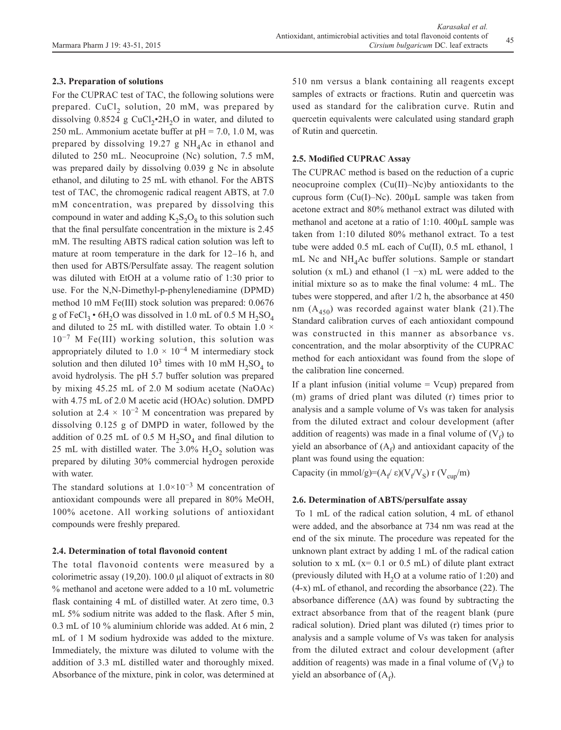### 2.3. Preparation of solutions

For the CUPRAC test of TAC, the following solutions were prepared. $CuCl_2$ solution, 20 mM, was prepared by dissolving 0.8524 g $CuCl_2$•$2H_2O$ in water, and diluted to 250 mL. Ammonium acetate buffer at pH = 7.0, 1.0 M, was prepared by dissolving 19.27 g $NH_4Ac$ in ethanol and diluted to 250 mL. Neocuproine (Nc) solution, 7.5 mM, was prepared daily by dissolving 0.039 g Nc in absolute ethanol, and diluting to 25 mL with ethanol. For the ABTS test of TAC, the chromogenic radical reagent ABTS, at 7.0 mM concentration, was prepared by dissolving this compound in water and adding $K_2S_2O_8$ to this solution such that the final persulfate concentration in the mixture is 2.45 mM. The resulting ABTS radical cation solution was left to mature at room temperature in the dark for 12–16 h, and then used for ABTS/Persulfate assay. The reagent solution was diluted with EtOH at a volume ratio of 1:30 prior to use. For the N,N-Dimethyl-p-phenylenediamine (DPMD) method 10 mM Fe(III) stock solution was prepared: 0.0676 g of $FeCl_3$ • $6H_2O$ was dissolved in 1.0 mL of 0.5 M $H_2SO_4$ and diluted to 25 mL with distilled water. To obtain $1.0 \times 10^{-7}$ M Fe(III) working solution, this solution was appropriately diluted to $1.0 \times 10^{-4}$ M intermediary stock solution and then diluted $10^3$ times with 10 mM $H_2SO_4$ to avoid hydrolysis. The pH 5.7 buffer solution was prepared by mixing 45.25 mL of 2.0 M sodium acetate (NaOAc) with 4.75 mL of 2.0 M acetic acid (HOAc) solution. DMPD solution at $2.4 \times 10^{-2}$ M concentration was prepared by dissolving 0.125 g of DMPD in water, followed by the addition of 0.25 mL of 0.5 M $H_2SO_4$ and final dilution to 25 mL with distilled water. The 3.0% $H_2O_2$ solution was prepared by diluting 30% commercial hydrogen peroxide with water.

The standard solutions at $1.0 \times 10^{-3}$ M concentration of antioxidant compounds were all prepared in 80% MeOH, 100% acetone. All working solutions of antioxidant compounds were freshly prepared.

### 2.4. Determination of total flavonoid content

The total flavonoid contents were measured by a colorimetric assay (19,20). 100.0 µl aliquot of extracts in 80 % methanol and acetone were added to a 10 mL volumetric flask containing 4 mL of distilled water. At zero time, 0.3 mL 5% sodium nitrite was added to the flask. After 5 min, 0.3 mL of 10 % aluminium chloride was added. At 6 min, 2 mL of 1 M sodium hydroxide was added to the mixture. Immediately, the mixture was diluted to volume with the addition of 3.3 mL distilled water and thoroughly mixed. Absorbance of the mixture, pink in color, was determined at 510 nm versus a blank containing all reagents except samples of extracts or fractions. Rutin and quercetin was used as standard for the calibration curve. Rutin and quercetin equivalents were calculated using standard graph of Rutin and quercetin.

### 2.5. Modified CUPRAC Assay

The CUPRAC method is based on the reduction of a cupric neocuproine complex (Cu(II)–Nc)by antioxidants to the cuprous form (Cu(I)–Nc). 200µL sample was taken from acetone extract and 80% methanol extract was diluted with methanol and acetone at a ratio of 1:10. 400µL sample was taken from 1:10 diluted 80% methanol extract. To a test tube were added 0.5 mL each of Cu(II), 0.5 mL ethanol, 1 mL Nc and $NH_4Ac$ buffer solutions. Sample or standart solution (x mL) and ethanol (1 −x) mL were added to the initial mixture so as to make the final volume: 4 mL. The tubes were stoppered, and after 1/2 h, the absorbance at 450 nm ($A_{450}$) was recorded against water blank (21).The Standard calibration curves of each antioxidant compound was constructed in this manner as absorbance vs. concentration, and the molar absorptivity of the CUPRAC method for each antioxidant was found from the slope of the calibration line concerned.

If a plant infusion (initial volume = Vcup) prepared from (m) grams of dried plant was diluted (r) times prior to analysis and a sample volume of Vs was taken for analysis from the diluted extract and colour development (after addition of reagents) was made in a final volume of ($V_f$) to yield an absorbance of ($A_f$) and antioxidant capacity of the plant was found using the equation:

Capacity (in mmol/g)=$(A_f/\varepsilon)(V_f/V_S)\, r\, (V_{cup}/m)$

### 2.6. Determination of ABTS/persulfate assay

To 1 mL of the radical cation solution, 4 mL of ethanol were added, and the absorbance at 734 nm was read at the end of the six minute. The procedure was repeated for the unknown plant extract by adding 1 mL of the radical cation solution to x mL (x= 0.1 or 0.5 mL) of dilute plant extract (previously diluted with $H_2O$ at a volume ratio of 1:20) and (4-x) mL of ethanol, and recording the absorbance (22). The absorbance difference (ΔA) was found by subtracting the extract absorbance from that of the reagent blank (pure radical solution). Dried plant was diluted (r) times prior to analysis and a sample volume of Vs was taken for analysis from the diluted extract and colour development (after addition of reagents) was made in a final volume of ($V_f$) to yield an absorbance of ($A_f$).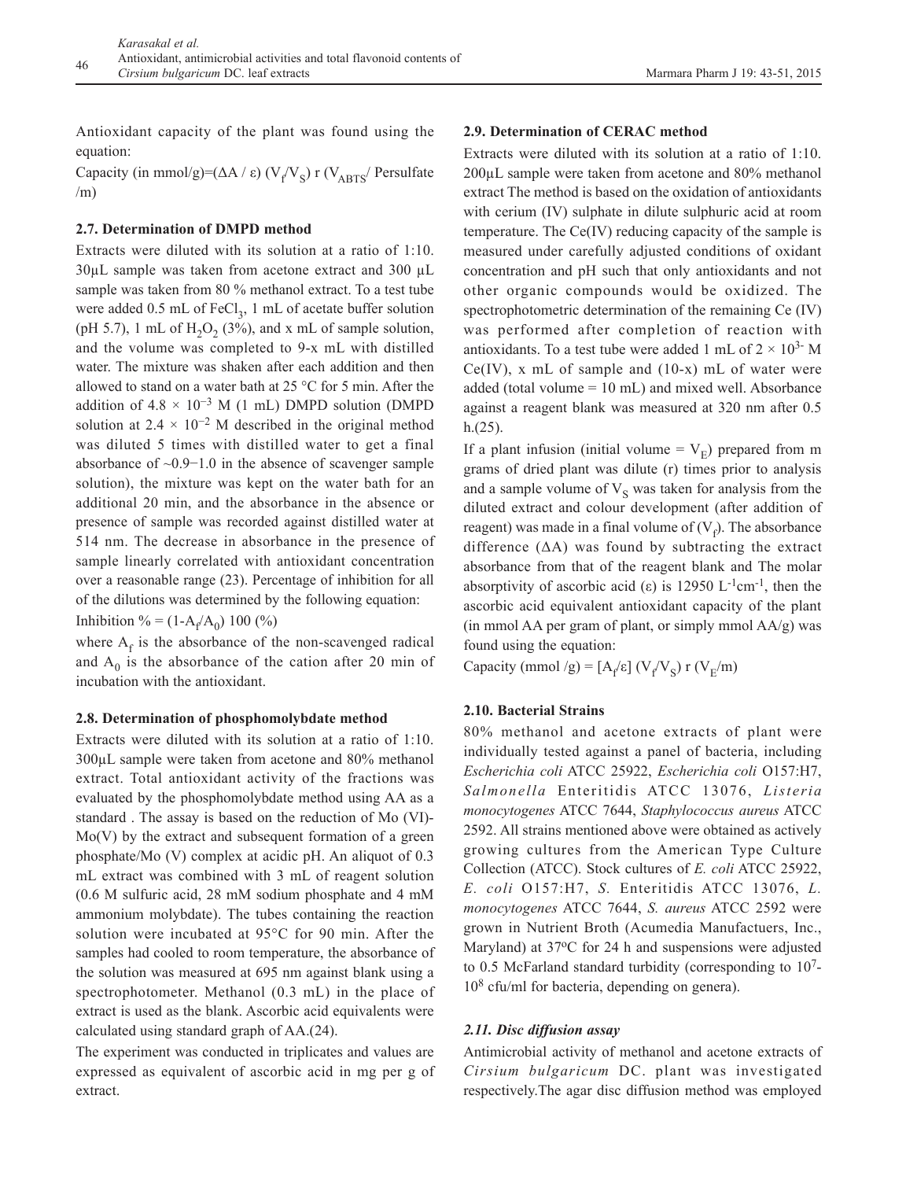Antioxidant capacity of the plant was found using the equation:

Capacity (in mmol/g)=$(\Delta A / \varepsilon)\ (V_f/V_S)\ r\ (V_{ABTS}/$ Persulfate $/m)$

### 2.7. Determination of DMPD method

Extracts were diluted with its solution at a ratio of 1:10. 30μL sample was taken from acetone extract and 300 μL sample was taken from 80 % methanol extract. To a test tube were added 0.5 mL of $FeCl_3$, 1 mL of acetate buffer solution (pH 5.7), 1 mL of $H_2O_2$ (3%), and x mL of sample solution, and the volume was completed to 9-x mL with distilled water. The mixture was shaken after each addition and then allowed to stand on a water bath at 25 °C for 5 min. After the addition of $4.8 \times 10^{-3}$ M (1 mL) DMPD solution (DMPD solution at $2.4 \times 10^{-2}$ M described in the original method was diluted 5 times with distilled water to get a final absorbance of ~0.9−1.0 in the absence of scavenger sample solution), the mixture was kept on the water bath for an additional 20 min, and the absorbance in the absence or presence of sample was recorded against distilled water at 514 nm. The decrease in absorbance in the presence of sample linearly correlated with antioxidant concentration over a reasonable range (23). Percentage of inhibition for all of the dilutions was determined by the following equation:

Inhibition % = $(1-A_f/A_0)\ 100$ (%)

where $A_f$ is the absorbance of the non-scavenged radical and $A_0$ is the absorbance of the cation after 20 min of incubation with the antioxidant.

### 2.8. Determination of phosphomolybdate method

Extracts were diluted with its solution at a ratio of 1:10. 300μL sample were taken from acetone and 80% methanol extract. Total antioxidant activity of the fractions was evaluated by the phosphomolybdate method using AA as a standard . The assay is based on the reduction of Mo (VI)-Mo(V) by the extract and subsequent formation of a green phosphate/Mo (V) complex at acidic pH. An aliquot of 0.3 mL extract was combined with 3 mL of reagent solution (0.6 M sulfuric acid, 28 mM sodium phosphate and 4 mM ammonium molybdate). The tubes containing the reaction solution were incubated at 95°C for 90 min. After the samples had cooled to room temperature, the absorbance of the solution was measured at 695 nm against blank using a spectrophotometer. Methanol (0.3 mL) in the place of extract is used as the blank. Ascorbic acid equivalents were calculated using standard graph of AA.(24).

The experiment was conducted in triplicates and values are expressed as equivalent of ascorbic acid in mg per g of extract.

### 2.9. Determination of CERAC method

Extracts were diluted with its solution at a ratio of 1:10. 200μL sample were taken from acetone and 80% methanol extract The method is based on the oxidation of antioxidants with cerium (IV) sulphate in dilute sulphuric acid at room temperature. The Ce(IV) reducing capacity of the sample is measured under carefully adjusted conditions of oxidant concentration and pH such that only antioxidants and not other organic compounds would be oxidized. The spectrophotometric determination of the remaining Ce (IV) was performed after completion of reaction with antioxidants. To a test tube were added 1 mL of $2 \times 10^{3-}$ M Ce(IV), x mL of sample and (10-x) mL of water were added (total volume = 10 mL) and mixed well. Absorbance against a reagent blank was measured at 320 nm after 0.5 h.(25).

If a plant infusion (initial volume = $V_E$) prepared from m grams of dried plant was dilute (r) times prior to analysis and a sample volume of $V_S$ was taken for analysis from the diluted extract and colour development (after addition of reagent) was made in a final volume of ($V_f$). The absorbance difference ($\Delta A$) was found by subtracting the extract absorbance from that of the reagent blank and The molar absorptivity of ascorbic acid ($\varepsilon$) is 12950 $L^{-1}cm^{-1}$, then the ascorbic acid equivalent antioxidant capacity of the plant (in mmol AA per gram of plant, or simply mmol AA/g) was found using the equation:

Capacity (mmol /g) = $[A_f/\varepsilon]\ (V_f/V_S)\ r\ (V_E/m)$

### 2.10. Bacterial Strains

80% methanol and acetone extracts of plant were individually tested against a panel of bacteria, including *Escherichia coli* ATCC 25922, *Escherichia coli* O157:H7, *Salmonella* Enteritidis ATCC 13076, *Listeria monocytogenes* ATCC 7644, *Staphylococcus aureus* ATCC 2592. All strains mentioned above were obtained as actively growing cultures from the American Type Culture Collection (ATCC). Stock cultures of *E. coli* ATCC 25922, *E. coli* O157:H7, *S.* Enteritidis ATCC 13076, *L. monocytogenes* ATCC 7644, *S. aureus* ATCC 2592 were grown in Nutrient Broth (Acumedia Manufactuers, Inc., Maryland) at 37°C for 24 h and suspensions were adjusted to 0.5 McFarland standard turbidity (corresponding to $10^7$-$10^8$ cfu/ml for bacteria, depending on genera).

### *2.11. Disc diffusion assay*

Antimicrobial activity of methanol and acetone extracts of *Cirsium bulgaricum* DC. plant was investigated respectively.The agar disc diffusion method was employed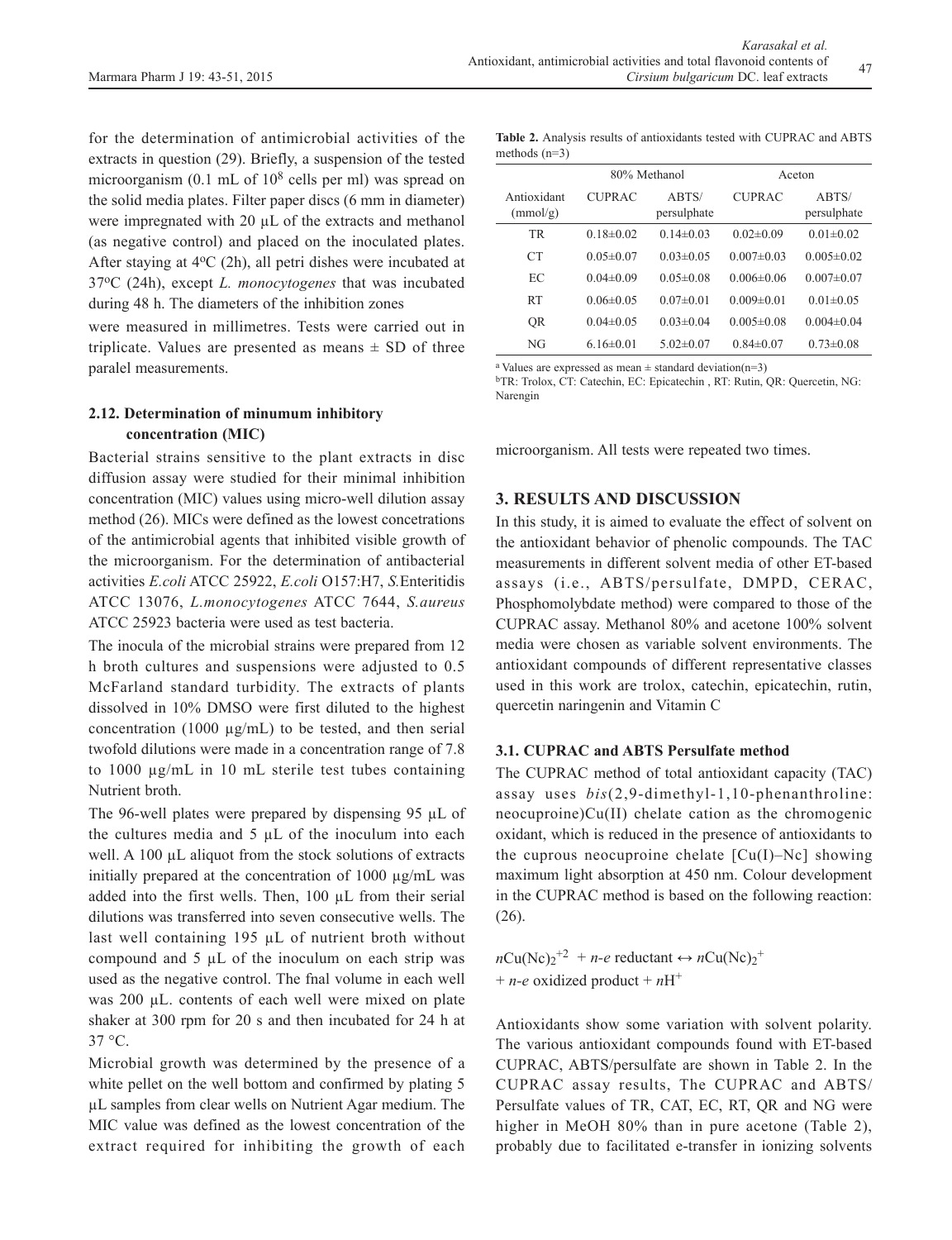for the determination of antimicrobial activities of the extracts in question (29). Briefly, a suspension of the tested microorganism (0.1 mL of $10^8$ cells per ml) was spread on the solid media plates. Filter paper discs (6 mm in diameter) were impregnated with 20 µL of the extracts and methanol (as negative control) and placed on the inoculated plates. After staying at 4ºC (2h), all petri dishes were incubated at 37ºC (24h), except *L. monocytogenes* that was incubated during 48 h. The diameters of the inhibition zones were measured in millimetres. Tests were carried out in triplicate. Values are presented as means ± SD of three paralel measurements.

### 2.12. Determination of minumum inhibitory concentration (MIC)

Bacterial strains sensitive to the plant extracts in disc diffusion assay were studied for their minimal inhibition concentration (MIC) values using micro-well dilution assay method (26). MICs were defined as the lowest concetrations of the antimicrobial agents that inhibited visible growth of the microorganism. For the determination of antibacterial activities *E.coli* ATCC 25922, *E.coli* O157:H7, *S.*Enteritidis ATCC 13076, *L.monocytogenes* ATCC 7644, *S.aureus* ATCC 25923 bacteria were used as test bacteria.

The inocula of the microbial strains were prepared from 12 h broth cultures and suspensions were adjusted to 0.5 McFarland standard turbidity. The extracts of plants dissolved in 10% DMSO were first diluted to the highest concentration (1000 µg/mL) to be tested, and then serial twofold dilutions were made in a concentration range of 7.8 to 1000 µg/mL in 10 mL sterile test tubes containing Nutrient broth.

The 96-well plates were prepared by dispensing 95 µL of the cultures media and 5 µL of the inoculum into each well. A 100 µL aliquot from the stock solutions of extracts initially prepared at the concentration of 1000 µg/mL was added into the first wells. Then, 100 µL from their serial dilutions was transferred into seven consecutive wells. The last well containing 195 µL of nutrient broth without compound and 5 µL of the inoculum on each strip was used as the negative control. The fnal volume in each well was 200 µL. contents of each well were mixed on plate shaker at 300 rpm for 20 s and then incubated for 24 h at 37 °C.

Microbial growth was determined by the presence of a white pellet on the well bottom and confirmed by plating 5 µL samples from clear wells on Nutrient Agar medium. The MIC value was defined as the lowest concentration of the extract required for inhibiting the growth of each microorganism. All tests were repeated two times.

**Table 2.** Analysis results of antioxidants tested with CUPRAC and ABTS methods (n=3)

| | 80% Methanol | | Aceton | |
|---|---|---|---|---|
| Antioxidant (mmol/g) | CUPRAC | ABTS/ persulphate | CUPRAC | ABTS/ persulphate |
| TR | 0.18±0.02 | 0.14±0.03 | 0.02±0.09 | 0.01±0.02 |
| CT | 0.05±0.07 | 0.03±0.05 | 0.007±0.03 | 0.005±0.02 |
| EC | 0.04±0.09 | 0.05±0.08 | 0.006±0.06 | 0.007±0.07 |
| RT | 0.06±0.05 | 0.07±0.01 | 0.009±0.01 | 0.01±0.05 |
| QR | 0.04±0.05 | 0.03±0.04 | 0.005±0.08 | 0.004±0.04 |
| NG | 6.16±0.01 | 5.02±0.07 | 0.84±0.07 | 0.73±0.08 |

[a] Values are expressed as mean ± standard deviation(n=3)
[b]TR: Trolox, CT: Catechin, EC: Epicatechin , RT: Rutin, QR: Quercetin, NG: Narengin

## 3. RESULTS AND DISCUSSION

In this study, it is aimed to evaluate the effect of solvent on the antioxidant behavior of phenolic compounds. The TAC measurements in different solvent media of other ET-based assays (i.e., ABTS/persulfate, DMPD, CERAC, Phosphomolybdate method) were compared to those of the CUPRAC assay. Methanol 80% and acetone 100% solvent media were chosen as variable solvent environments. The antioxidant compounds of different representative classes used in this work are trolox, catechin, epicatechin, rutin, quercetin naringenin and Vitamin C

### 3.1. CUPRAC and ABTS Persulfate method

The CUPRAC method of total antioxidant capacity (TAC) assay uses *bis*(2,9-dimethyl-1,10-phenanthroline: neocuproine)Cu(II) chelate cation as the chromogenic oxidant, which is reduced in the presence of antioxidants to the cuprous neocuproine chelate [Cu(I)–Nc] showing maximum light absorption at 450 nm. Colour development in the CUPRAC method is based on the following reaction: (26).

$$n\mathrm{Cu(Nc)_2}^{+2} + n\text{-}e \text{ reductant} \leftrightarrow n\mathrm{Cu(Nc)_2}^{+} + n\text{-}e \text{ oxidized product} + n\mathrm{H}^{+}$$

Antioxidants show some variation with solvent polarity. The various antioxidant compounds found with ET-based CUPRAC, ABTS/persulfate are shown in Table 2. In the CUPRAC assay results, The CUPRAC and ABTS/ Persulfate values of TR, CAT, EC, RT, QR and NG were higher in MeOH 80% than in pure acetone (Table 2), probably due to facilitated e-transfer in ionizing solvents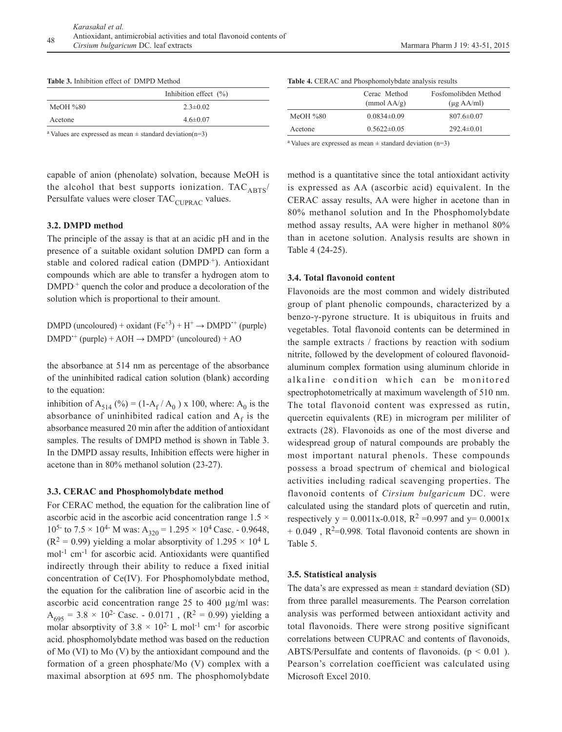**Table 3.** Inhibition effect of DMPD Method

| | Inhibition effect (%) |
|---|---|
| MeOH %80 | 2.3±0.02 |
| Acetone | 4.6±0.07 |

[a] Values are expressed as mean ± standard deviation(n=3)

**Table 4.** CERAC and Phosphomolybdate analysis results

| | Cerac Method (mmol AA/g) | Fosfomolibden Method (µg AA/ml) |
|---|---|---|
| MeOH %80 | 0.0834±0.09 | 807.6±0.07 |
| Acetone | 0.5622±0.05 | 292.4±0.01 |

[a] Values are expressed as mean ± standard deviation (n=3)

capable of anion (phenolate) solvation, because MeOH is the alcohol that best supports ionization. $TAC_{ABTS}$/Persulfate values were closer $TAC_{CUPRAC}$ values.

### 3.2. DMPD method

The principle of the assay is that at an acidic pH and in the presence of a suitable oxidant solution DMPD can form a stable and colored radical cation ($DMPD^{\cdot +}$). Antioxidant compounds which are able to transfer a hydrogen atom to $DMPD^{\cdot +}$ quench the color and produce a decoloration of the solution which is proportional to their amount.

DMPD (uncoloured) + oxidant ($Fe^{+3}$) + $H^+$ → $DMPD^{\cdot +}$ (purple)
$DMPD^{\cdot +}$ (purple) + AOH → $DMPD^+$ (uncoloured) + AO

the absorbance at 514 nm as percentage of the absorbance of the uninhibited radical cation solution (blank) according to the equation:

inhibition of $A_{514}$ (%) = $(1 - A_f / A_0) \times 100$, where: $A_0$ is the absorbance of uninhibited radical cation and $A_f$ is the absorbance measured 20 min after the addition of antioxidant samples. The results of DMPD method is shown in Table 3. In the DMPD assay results, Inhibition effects were higher in acetone than in 80% methanol solution (23-27).

### 3.3. CERAC and Phosphomolybdate method

For CERAC method, the equation for the calibration line of ascorbic acid in the ascorbic acid concentration range $1.5 \times 10^{5-}$ to $7.5 \times 10^{4-}$ M was: $A_{320} = 1.295 \times 10^4$ Casc. - 0.9648, ($R^2$ = 0.99) yielding a molar absorptivity of $1.295 \times 10^4$ L $mol^{-1}$ $cm^{-1}$ for ascorbic acid. Antioxidants were quantified indirectly through their ability to reduce a fixed initial concentration of Ce(IV). For Phosphomolybdate method, the equation for the calibration line of ascorbic acid in the ascorbic acid concentration range 25 to 400 µg/ml was: $A_{695} = 3.8 \times 10^{2-}$ Casc. - 0.0171 , ($R^2$ = 0.99) yielding a molar absorptivity of $3.8 \times 10^{2-}$ L $mol^{-1}$ $cm^{-1}$ for ascorbic acid. phosphomolybdate method was based on the reduction of Mo (VI) to Mo (V) by the antioxidant compound and the formation of a green phosphate/Mo (V) complex with a maximal absorption at 695 nm. The phosphomolybdate method is a quantitative since the total antioxidant activity is expressed as AA (ascorbic acid) equivalent. In the CERAC assay results, AA were higher in acetone than in 80% methanol solution and In the Phosphomolybdate method assay results, AA were higher in methanol 80% than in acetone solution. Analysis results are shown in Table 4 (24-25).

### 3.4. Total flavonoid content

Flavonoids are the most common and widely distributed group of plant phenolic compounds, characterized by a benzo-γ-pyrone structure. It is ubiquitous in fruits and vegetables. Total flavonoid contents can be determined in the sample extracts / fractions by reaction with sodium nitrite, followed by the development of coloured flavonoid-aluminum complex formation using aluminum chloride in alkaline condition which can be monitored spectrophotometrically at maximum wavelength of 510 nm. The total flavonoid content was expressed as rutin, quercetin equivalents (RE) in microgram per mililiter of extracts (28). Flavonoids as one of the most diverse and widespread group of natural compounds are probably the most important natural phenols. These compounds possess a broad spectrum of chemical and biological activities including radical scavenging properties. The flavonoid contents of *Cirsium bulgaricum* DC. were calculated using the standard plots of quercetin and rutin, respectively y = 0.0011x-0.018, $R^2$ =0.997 and y= 0.0001x + 0.049 , $R^2$=0.998. Total flavonoid contents are shown in Table 5.

### 3.5. Statistical analysis

The data's are expressed as mean ± standard deviation (SD) from three parallel measurements. The Pearson correlation analysis was performed between antioxidant activity and total flavonoids. There were strong positive significant correlations between CUPRAC and contents of flavonoids, ABTS/Persulfate and contents of flavonoids. ($p < 0.01$ ). Pearson's correlation coefficient was calculated using Microsoft Excel 2010.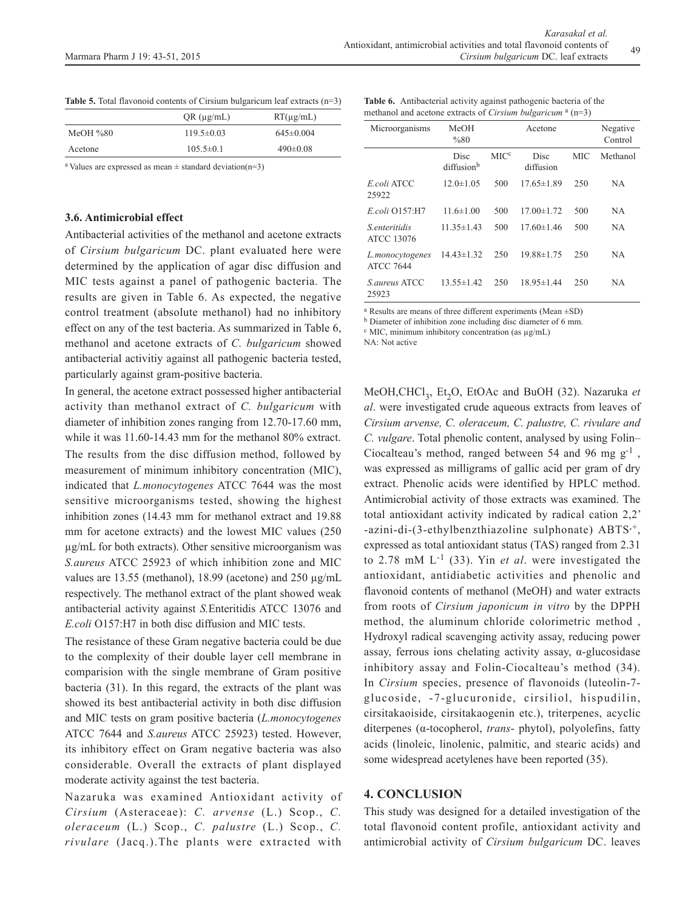**Table 5.** Total flavonoid contents of Cirsium bulgaricum leaf extracts (n=3)

| | QR (μg/mL) | RT(μg/mL) |
|---|---|---|
| MeOH %80 | 119.5±0.03 | 645±0.004 |
| Acetone | 105.5±0.1 | 490±0.08 |

[a] Values are expressed as mean ± standard deviation(n=3)

### 3.6. Antimicrobial effect

Antibacterial activities of the methanol and acetone extracts of *Cirsium bulgaricum* DC. plant evaluated here were determined by the application of agar disc diffusion and MIC tests against a panel of pathogenic bacteria. The results are given in Table 6. As expected, the negative control treatment (absolute methanol) had no inhibitory effect on any of the test bacteria. As summarized in Table 6, methanol and acetone extracts of *C. bulgaricum* showed antibacterial activitiy against all pathogenic bacteria tested, particularly against gram-positive bacteria.

In general, the acetone extract possessed higher antibacterial activity than methanol extract of *C. bulgaricum* with diameter of inhibition zones ranging from 12.70-17.60 mm, while it was 11.60-14.43 mm for the methanol 80% extract. The results from the disc diffusion method, followed by measurement of minimum inhibitory concentration (MIC), indicated that *L.monocytogenes* ATCC 7644 was the most sensitive microorganisms tested, showing the highest inhibition zones (14.43 mm for methanol extract and 19.88 mm for acetone extracts) and the lowest MIC values (250 μg/mL for both extracts). Other sensitive microorganism was *S.aureus* ATCC 25923 of which inhibition zone and MIC values are 13.55 (methanol), 18.99 (acetone) and 250 μg/mL respectively. The methanol extract of the plant showed weak antibacterial activity against *S.*Enteritidis ATCC 13076 and *E.coli* O157:H7 in both disc diffusion and MIC tests.

The resistance of these Gram negative bacteria could be due to the complexity of their double layer cell membrane in comparision with the single membrane of Gram positive bacteria (31). In this regard, the extracts of the plant was showed its best antibacterial activity in both disc diffusion and MIC tests on gram positive bacteria (*L.monocytogenes* ATCC 7644 and *S.aureus* ATCC 25923) tested. However, its inhibitory effect on Gram negative bacteria was also considerable. Overall the extracts of plant displayed moderate activity against the test bacteria.

Nazaruka was examined Antioxidant activity of *Cirsium* (Asteraceae): *C. arvense* (L.) Scop., *C. oleraceum* (L.) Scop., *C. palustre* (L.) Scop., *C. rivulare* (Jacq.).The plants were extracted with

**Table 6.** Antibacterial activity against pathogenic bacteria of the methanol and acetone extracts of *Cirsium bulgaricum* [a] (n=3)

| Microorganisms | MeOH %80 | | Acetone | | Negative Control |
|---|---|---|---|---|---|
| | Disc diffusion[b] | MIC[c] | Disc diffusion | MIC | Methanol |
| *E.coli* ATCC 25922 | 12.0±1.05 | 500 | 17.65±1.89 | 250 | NA |
| *E.coli* O157:H7 | 11.6±1.00 | 500 | 17.00±1.72 | 500 | NA |
| *S.enteritidis* ATCC 13076 | 11.35±1.43 | 500 | 17.60±1.46 | 500 | NA |
| *L.monocytogenes* ATCC 7644 | 14.43±1.32 | 250 | 19.88±1.75 | 250 | NA |
| *S.aureus* ATCC 25923 | 13.55±1.42 | 250 | 18.95±1.44 | 250 | NA |

[a] Results are means of three different experiments (Mean ±SD)
[b] Diameter of inhibition zone including disc diameter of 6 mm.
[c] MIC, minimum inhibitory concentration (as μg/mL)
NA: Not active

MeOH,$CHCl_3$, $Et_2O$, EtOAc and BuOH (32). Nazaruka *et al*. were investigated crude aqueous extracts from leaves of *Cirsium arvense, C. oleraceum, C. palustre, C. rivulare and C. vulgare*. Total phenolic content, analysed by using Folin–Ciocalteau's method, ranged between 54 and 96 mg $g^{-1}$ , was expressed as milligrams of gallic acid per gram of dry extract. Phenolic acids were identified by HPLC method. Antimicrobial activity of those extracts was examined. The total antioxidant activity indicated by radical cation 2,2' -azini-di-(3-ethylbenzthiazoline sulphonate) $ABTS^{\cdot+}$, expressed as total antioxidant status (TAS) ranged from 2.31 to 2.78 mM $L^{-1}$ (33). Yin *et al*. were investigated the antioxidant, antidiabetic activities and phenolic and flavonoid contents of methanol (MeOH) and water extracts from roots of *Cirsium japonicum in vitro* by the DPPH method, the aluminum chloride colorimetric method , Hydroxyl radical scavenging activity assay, reducing power assay, ferrous ions chelating activity assay, α-glucosidase inhibitory assay and Folin-Ciocalteau's method (34). In *Cirsium* species, presence of flavonoids (luteolin-7-glucoside, -7-glucuronide, cirsiliol, hispudilin, cirsitakaoiside, cirsitakaogenin etc.), triterpenes, acyclic diterpenes (α-tocopherol, *trans*- phytol), polyolefins, fatty acids (linoleic, linolenic, palmitic, and stearic acids) and some widespread acetylenes have been reported (35).

## 4. CONCLUSION

This study was designed for a detailed investigation of the total flavonoid content profile, antioxidant activity and antimicrobial activity of *Cirsium bulgaricum* DC. leaves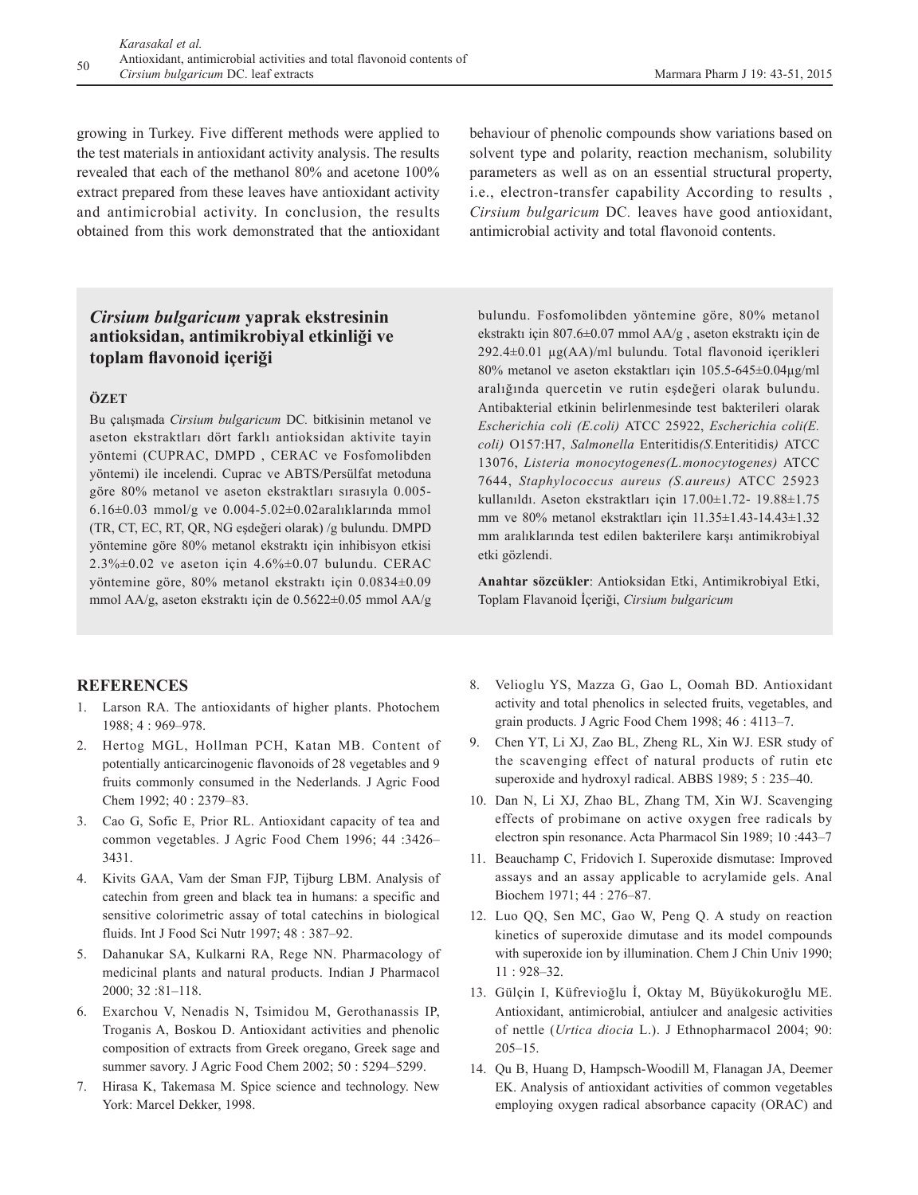growing in Turkey. Five different methods were applied to the test materials in antioxidant activity analysis. The results revealed that each of the methanol 80% and acetone 100% extract prepared from these leaves have antioxidant activity and antimicrobial activity. In conclusion, the results obtained from this work demonstrated that the antioxidant behaviour of phenolic compounds show variations based on solvent type and polarity, reaction mechanism, solubility parameters as well as on an essential structural property, i.e., electron-transfer capability According to results , *Cirsium bulgaricum* DC. leaves have good antioxidant, antimicrobial activity and total flavonoid contents.

## *Cirsium bulgaricum* yaprak ekstresinin antioksidan, antimikrobiyal etkinliği ve toplam flavonoid içeriği

### ÖZET

Bu çalışmada *Cirsium bulgaricum* DC*.* bitkisinin metanol ve aseton ekstraktları dört farklı antioksidan aktivite tayin yöntemi (CUPRAC, DMPD , CERAC ve Fosfomolibden yöntemi) ile incelendi. Cuprac ve ABTS/Persülfat metoduna göre 80% metanol ve aseton ekstraktları sırasıyla 0.005-6.16±0.03 mmol/g ve 0.004-5.02±0.02aralıklarında mmol (TR, CT, EC, RT, QR, NG eşdeğeri olarak) /g bulundu. DMPD yöntemine göre 80% metanol ekstraktı için inhibisyon etkisi 2.3%±0.02 ve aseton için 4.6%±0.07 bulundu. CERAC yöntemine göre, 80% metanol ekstraktı için 0.0834±0.09 mmol AA/g, aseton ekstraktı için de 0.5622±0.05 mmol AA/g bulundu. Fosfomolibden yöntemine göre, 80% metanol ekstraktı için 807.6±0.07 mmol AA/g , aseton ekstraktı için de 292.4±0.01 µg(AA)/ml bulundu. Total flavonoid içerikleri 80% metanol ve aseton ekstaktları için 105.5-645±0.04µg/ml aralığında quercetin ve rutin eşdeğeri olarak bulundu. Antibakteriyal etkinin belirlenmesinde test bakterileri olarak *Escherichia coli (E.coli)* ATCC 25922, *Escherichia coli(E. coli)* O157:H7, *Salmonella* Enteritidis*(S.*Enteritidis*)* ATCC 13076, *Listeria monocytogenes(L.monocytogenes)* ATCC 7644, *Staphylococcus aureus (S.aureus)* ATCC 25923 kullanıldı. Aseton ekstraktları için 17.00±1.72- 19.88±1.75 mm ve 80% metanol ekstraktları için 11.35±1.43-14.43±1.32 mm aralıklarında test edilen bakterilere karşı antimikrobiyal etki gözlendi.

**Anahtar sözcükler**: Antioksidan Etki, Antimikrobiyal Etki, Toplam Flavanoid İçeriği, *Cirsium bulgaricum*

## REFERENCES

1. Larson RA. The antioxidants of higher plants. Photochem 1988; 4 : 969–978.
2. Hertog MGL, Hollman PCH, Katan MB. Content of potentially anticarcinogenic flavonoids of 28 vegetables and 9 fruits commonly consumed in the Nederlands. J Agric Food Chem 1992; 40 : 2379–83.
3. Cao G, Sofic E, Prior RL. Antioxidant capacity of tea and common vegetables. J Agric Food Chem 1996; 44 :3426–3431.
4. Kivits GAA, Vam der Sman FJP, Tijburg LBM. Analysis of catechin from green and black tea in humans: a specific and sensitive colorimetric assay of total catechins in biological fluids. Int J Food Sci Nutr 1997; 48 : 387–92.
5. Dahanukar SA, Kulkarni RA, Rege NN. Pharmacology of medicinal plants and natural products. Indian J Pharmacol 2000; 32 :81–118.
6. Exarchou V, Nenadis N, Tsimidou M, Gerothanassis IP, Troganis A, Boskou D. Antioxidant activities and phenolic composition of extracts from Greek oregano, Greek sage and summer savory. J Agric Food Chem 2002; 50 : 5294–5299.
7. Hirasa K, Takemasa M. Spice science and technology. New York: Marcel Dekker, 1998.
8. Velioglu YS, Mazza G, Gao L, Oomah BD. Antioxidant activity and total phenolics in selected fruits, vegetables, and grain products. J Agric Food Chem 1998; 46 : 4113–7.
9. Chen YT, Li XJ, Zao BL, Zheng RL, Xin WJ. ESR study of the scavenging effect of natural products of rutin etc superoxide and hydroxyl radical. ABBS 1989; 5 : 235–40.
10. Dan N, Li XJ, Zhao BL, Zhang TM, Xin WJ. Scavenging effects of probimane on active oxygen free radicals by electron spin resonance. Acta Pharmacol Sin 1989; 10 :443–7
11. Beauchamp C, Fridovich I. Superoxide dismutase: Improved assays and an assay applicable to acrylamide gels. Anal Biochem 1971; 44 : 276–87.
12. Luo QQ, Sen MC, Gao W, Peng Q. A study on reaction kinetics of superoxide dimutase and its model compounds with superoxide ion by illumination. Chem J Chin Univ 1990; 11 : 928–32.
13. Gülçin I, Küfrevioğlu İ, Oktay M, Büyükokuroğlu ME. Antioxidant, antimicrobial, antiulcer and analgesic activities of nettle (*Urtica diocia* L.). J Ethnopharmacol 2004; 90: 205–15.
14. Qu B, Huang D, Hampsch-Woodill M, Flanagan JA, Deemer EK. Analysis of antioxidant activities of common vegetables employing oxygen radical absorbance capacity (ORAC) and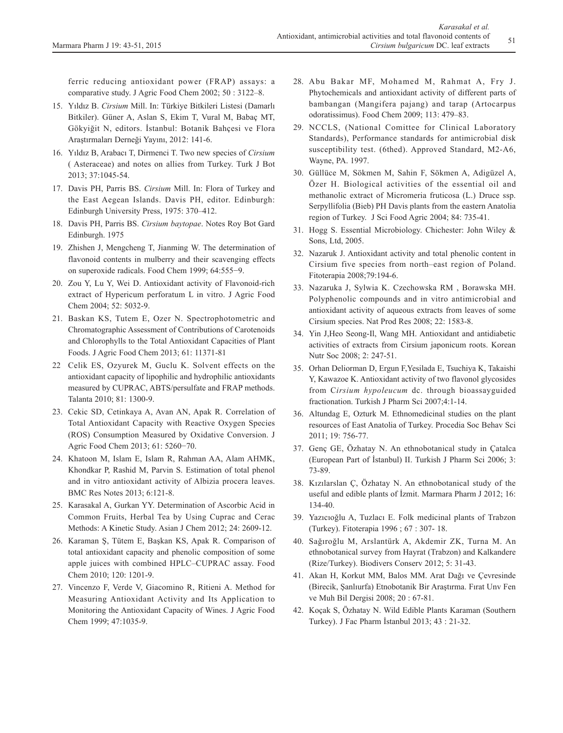ferric reducing antioxidant power (FRAP) assays: a comparative study. J Agric Food Chem 2002; 50 : 3122–8.

15. Yıldız B. *Cirsium* Mill. In: Türkiye Bitkileri Listesi (Damarlı Bitkiler). Güner A, Aslan S, Ekim T, Vural M, Babaç MT, Gökyiğit N, editors. İstanbul: Botanik Bahçesi ve Flora Araştırmaları Derneği Yayını, 2012: 141-6.
16. Yıldız B, Arabacı T, Dirmenci T. Two new species of *Cirsium* ( Asteraceae) and notes on allies from Turkey. Turk J Bot 2013; 37:1045-54.
17. Davis PH, Parris BS. *Cirsium* Mill. In: Flora of Turkey and the East Aegean Islands. Davis PH, editor. Edinburgh: Edinburgh University Press, 1975: 370–412.
18. Davis PH, Parris BS. *Cirsium baytopae*. Notes Roy Bot Gard Edinburgh. 1975
19. Zhishen J, Mengcheng T, Jianming W. The determination of flavonoid contents in mulberry and their scavenging effects on superoxide radicals. Food Chem 1999; 64:555−9.
20. Zou Y, Lu Y, Wei D. Antioxidant activity of Flavonoid-rich extract of Hypericum perforatum L in vitro. J Agric Food Chem 2004; 52: 5032-9.
21. Baskan KS, Tutem E, Ozer N. Spectrophotometric and Chromatographic Assessment of Contributions of Carotenoids and Chlorophylls to the Total Antioxidant Capacities of Plant Foods. J Agric Food Chem 2013; 61: 11371-81
22 Celik ES, Ozyurek M, Guclu K. Solvent effects on the antioxidant capacity of lipophilic and hydrophilic antioxidants measured by CUPRAC, ABTS/persulfate and FRAP methods. Talanta 2010; 81: 1300-9.
23. Cekic SD, Cetinkaya A, Avan AN, Apak R. Correlation of Total Antioxidant Capacity with Reactive Oxygen Species (ROS) Consumption Measured by Oxidative Conversion. J Agric Food Chem 2013; 61: 5260−70.
24. Khatoon M, Islam E, Islam R, Rahman AA, Alam AHMK, Khondkar P, Rashid M, Parvin S. Estimation of total phenol and in vitro antioxidant activity of Albizia procera leaves. BMC Res Notes 2013; 6:121-8.
25. Karasakal A, Gurkan YY. Determination of Ascorbic Acid in Common Fruits, Herbal Tea by Using Cuprac and Cerac Methods: A Kinetic Study. Asian J Chem 2012; 24: 2609-12.
26. Karaman Ş, Tütem E, Başkan KS, Apak R. Comparison of total antioxidant capacity and phenolic composition of some apple juices with combined HPLC–CUPRAC assay. Food Chem 2010; 120: 1201-9.
27. Vincenzo F, Verde V, Giacomino R, Ritieni A. Method for Measuring Antioxidant Activity and Its Application to Monitoring the Antioxidant Capacity of Wines. J Agric Food Chem 1999; 47:1035-9.
28. Abu Bakar MF, Mohamed M, Rahmat A, Fry J. Phytochemicals and antioxidant activity of different parts of bambangan (Mangifera pajang) and tarap (Artocarpus odoratissimus). Food Chem 2009; 113: 479–83.
29. NCCLS, (National Comittee for Clinical Laboratory Standards), Performance standards for antimicrobial disk susceptibility test. (6thed). Approved Standard, M2-A6, Wayne, PA. 1997.
30. Güllüce M, Sökmen M, Sahin F, Sökmen A, Adigüzel A, Özer H. Biological activities of the essential oil and methanolic extract of Micromeria fruticosa (L.) Druce ssp. Serpyllifolia (Bieb) PH Davis plants from the eastern Anatolia region of Turkey. J Sci Food Agric 2004; 84: 735-41.
31. Hogg S. Essential Microbiology. Chichester: John Wiley & Sons, Ltd, 2005.
32. Nazaruk J. Antioxidant activity and total phenolic content in Cirsium five species from north–east region of Poland. Fitoterapia 2008;79:194-6.
33. Nazaruka J, Sylwia K. Czechowska RM , Borawska MH. Polyphenolic compounds and in vitro antimicrobial and antioxidant activity of aqueous extracts from leaves of some Cirsium species. Nat Prod Res 2008; 22: 1583-8.
34. Yin J,Heo Seong-Il, Wang MH. Antioxidant and antidiabetic activities of extracts from Cirsium japonicum roots. Korean Nutr Soc 2008; 2: 247-51.
35. Orhan Deliorman D, Ergun F,Yesilada E, Tsuchiya K, Takaishi Y, Kawazoe K. Antioxidant activity of two flavonol glycosides from C*irsium hypoleucum* dc. through bioassayguided fractionation. Turkish J Pharm Sci 2007;4:1-14.
36. Altundag E, Ozturk M. Ethnomedicinal studies on the plant resources of East Anatolia of Turkey. Procedia Soc Behav Sci 2011; 19: 756-77.
37. Genç GE, Özhatay N. An ethnobotanical study in Çatalca (European Part of İstanbul) II. Turkish J Pharm Sci 2006; 3: 73-89.
38. Kızılarslan Ç, Özhatay N. An ethnobotanical study of the useful and edible plants of İzmit. Marmara Pharm J 2012; 16: 134-40.
39. Yazıcıoğlu A, Tuzlacı E. Folk medicinal plants of Trabzon (Turkey). Fitoterapia 1996 ; 67 : 307- 18.
40. Sağıroğlu M, Arslantürk A, Akdemir ZK, Turna M. An ethnobotanical survey from Hayrat (Trabzon) and Kalkandere (Rize/Turkey). Biodivers Conserv 2012; 5: 31-43.
41. Akan H, Korkut MM, Balos MM. Arat Dağı ve Çevresinde (Birecik, Şanlıurfa) Etnobotanik Bir Araştırma. Fırat Unv Fen ve Muh Bil Dergisi 2008; 20 : 67-81.
42. Koçak S, Özhatay N. Wild Edible Plants Karaman (Southern Turkey). J Fac Pharm İstanbul 2013; 43 : 21-32.